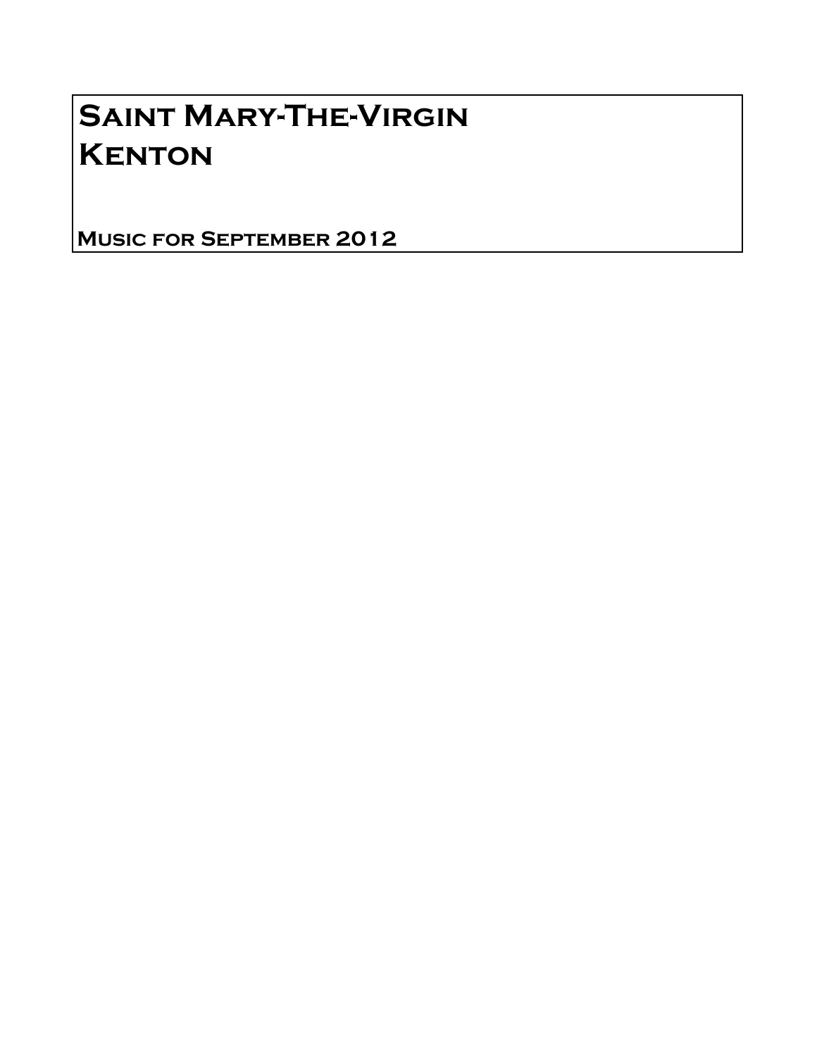# Saint Mary-The-Virgin
# Kenton

**Music for September 2012**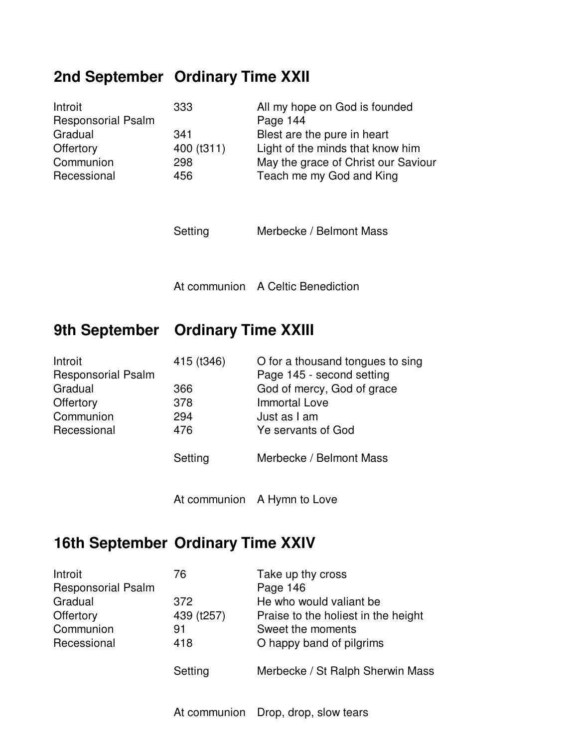## 2nd September Ordinary Time XXII

| | | |
|---|---|---|
| Introit | 333 | All my hope on God is founded |
| Responsorial Psalm | | Page 144 |
| Gradual | 341 | Blest are the pure in heart |
| Offertory | 400 (t311) | Light of the minds that know him |
| Communion | 298 | May the grace of Christ our Saviour |
| Recessional | 456 | Teach me my God and King |
| | Setting | Merbecke / Belmont Mass |
| | At communion | A Celtic Benediction |

## 9th September Ordinary Time XXIII

| | | |
|---|---|---|
| Introit | 415 (t346) | O for a thousand tongues to sing |
| Responsorial Psalm | | Page 145 - second setting |
| Gradual | 366 | God of mercy, God of grace |
| Offertory | 378 | Immortal Love |
| Communion | 294 | Just as I am |
| Recessional | 476 | Ye servants of God |
| | Setting | Merbecke / Belmont Mass |
| | At communion | A Hymn to Love |

## 16th September Ordinary Time XXIV

| | | |
|---|---|---|
| Introit | 76 | Take up thy cross |
| Responsorial Psalm | | Page 146 |
| Gradual | 372 | He who would valiant be |
| Offertory | 439 (t257) | Praise to the holiest in the height |
| Communion | 91 | Sweet the moments |
| Recessional | 418 | O happy band of pilgrims |
| | Setting | Merbecke / St Ralph Sherwin Mass |
| | At communion | Drop, drop, slow tears |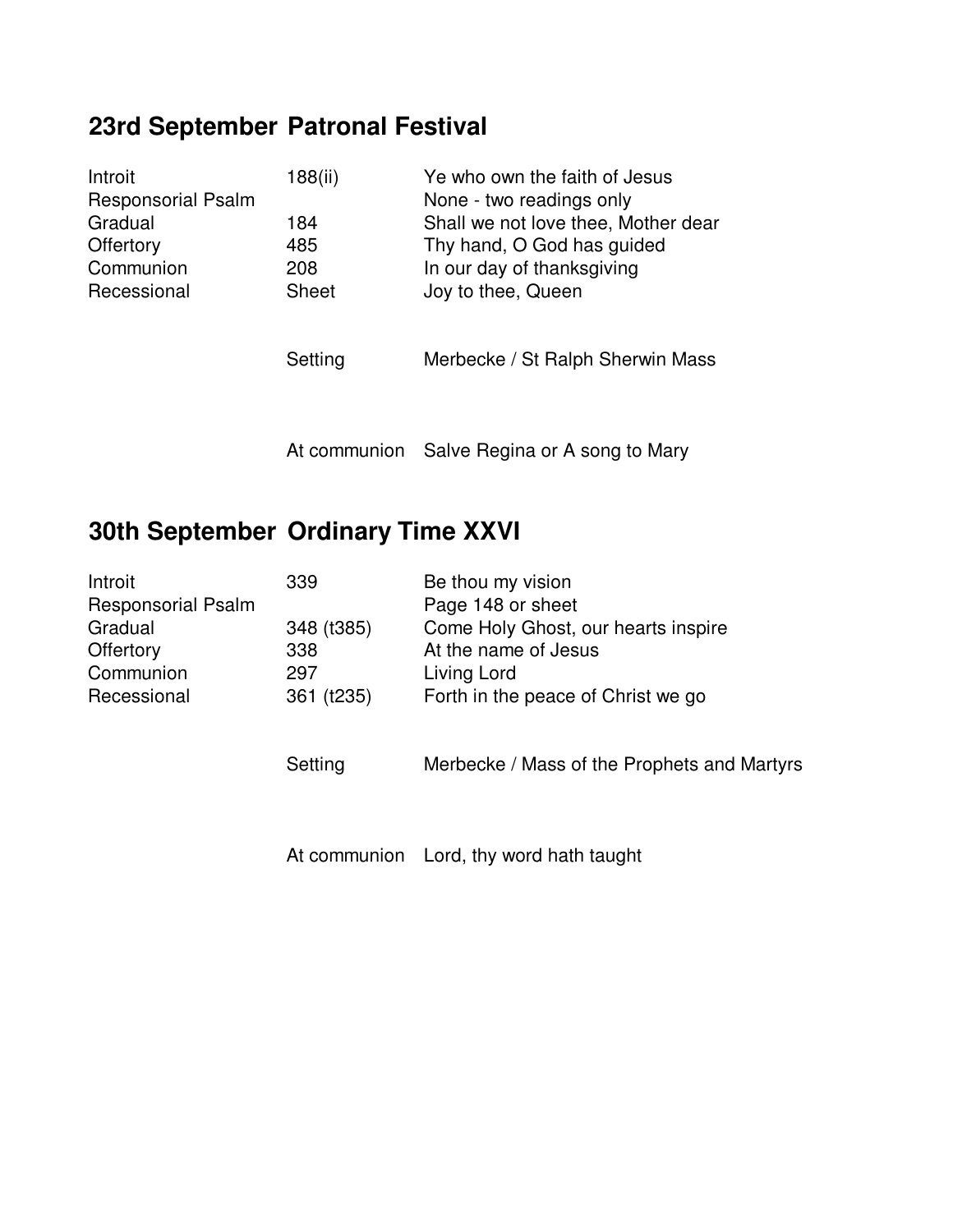## 23rd September Patronal Festival

| | | |
|---|---|---|
| Introit | 188(ii) | Ye who own the faith of Jesus |
| Responsorial Psalm | | None - two readings only |
| Gradual | 184 | Shall we not love thee, Mother dear |
| Offertory | 485 | Thy hand, O God has guided |
| Communion | 208 | In our day of thanksgiving |
| Recessional | Sheet | Joy to thee, Queen |
| | Setting | Merbecke / St Ralph Sherwin Mass |
| | At communion | Salve Regina or A song to Mary |

## 30th September Ordinary Time XXVI

| | | |
|---|---|---|
| Introit | 339 | Be thou my vision |
| Responsorial Psalm | | Page 148 or sheet |
| Gradual | 348 (t385) | Come Holy Ghost, our hearts inspire |
| Offertory | 338 | At the name of Jesus |
| Communion | 297 | Living Lord |
| Recessional | 361 (t235) | Forth in the peace of Christ we go |
| | Setting | Merbecke / Mass of the Prophets and Martyrs |
| | At communion | Lord, thy word hath taught |